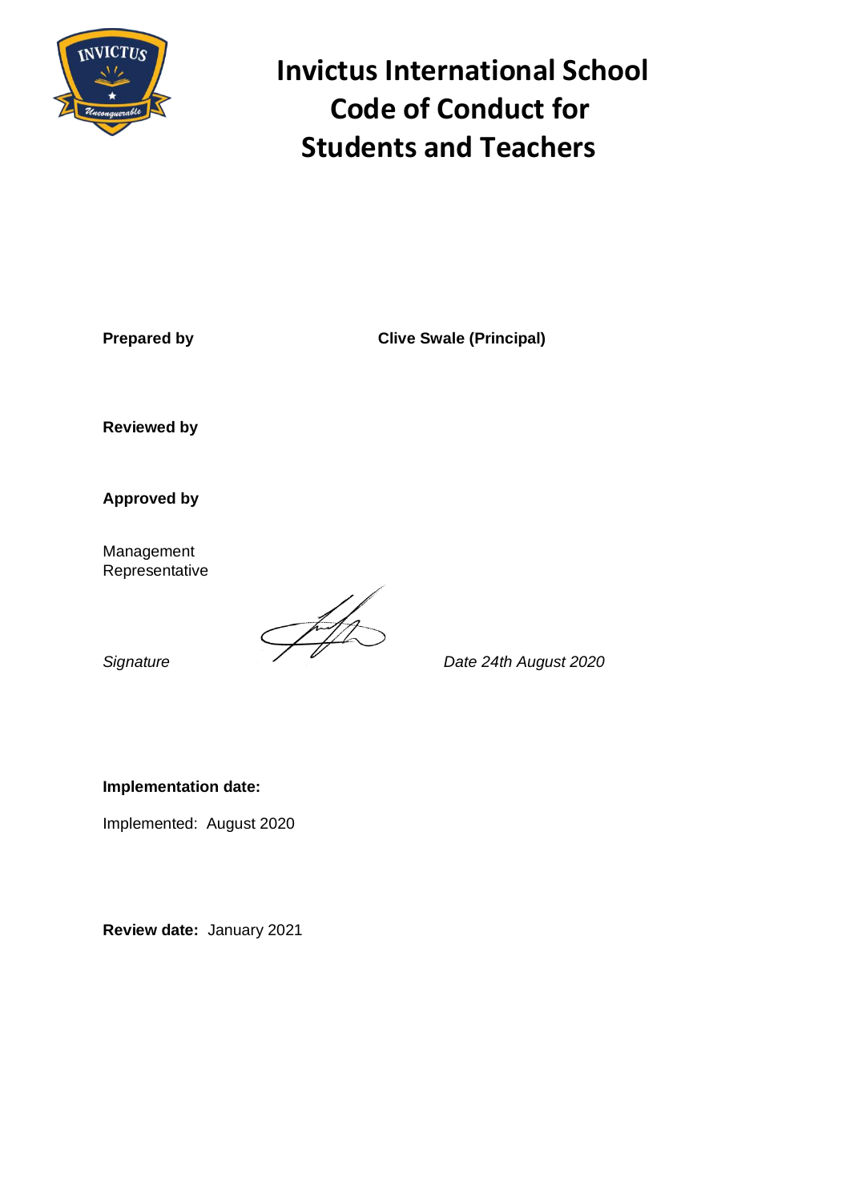# Invictus International School Code of Conduct for Students and Teachers

**Prepared by** **Clive Swale (Principal)**

**Reviewed by**

**Approved by**

Management Representative

*Signature* *Date 24th August 2020*

**Implementation date:**

Implemented: August 2020

**Review date:** January 2021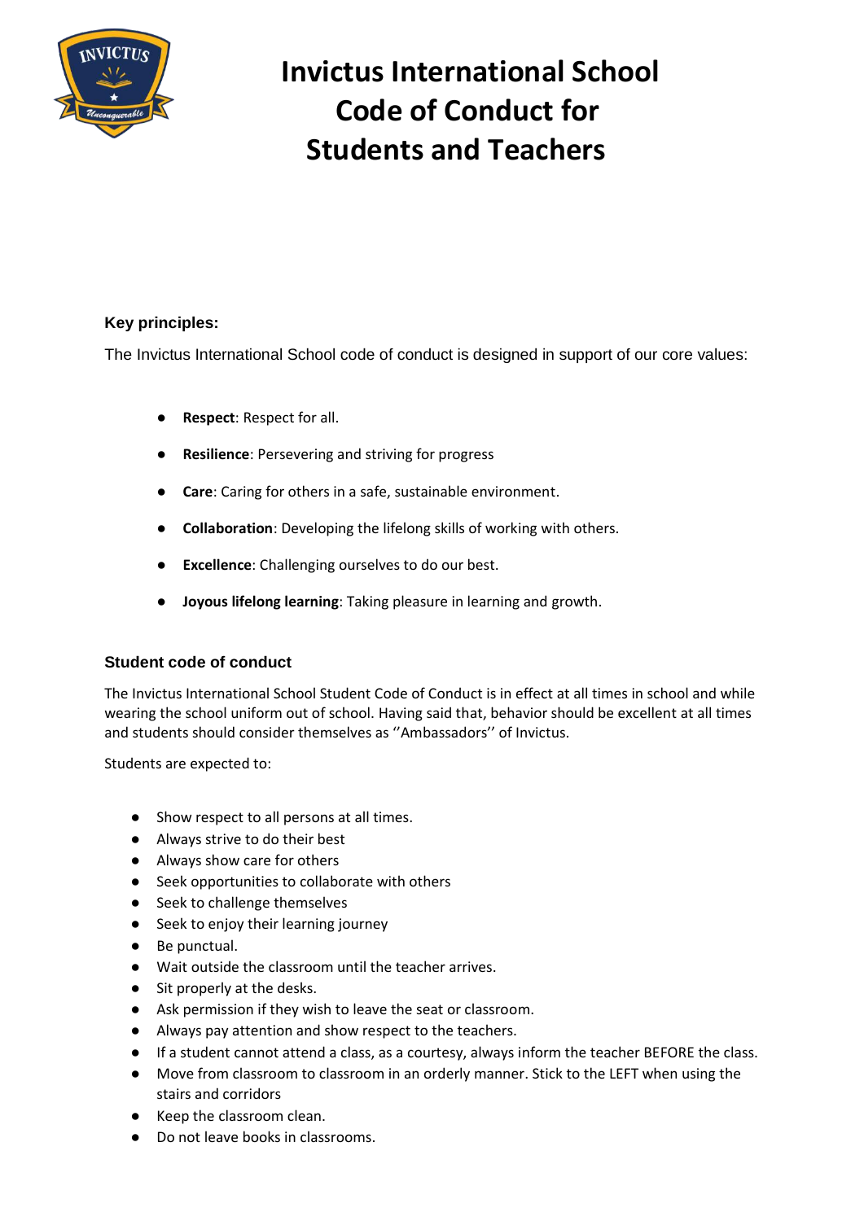# Invictus International School Code of Conduct for Students and Teachers

### Key principles:

The Invictus International School code of conduct is designed in support of our core values:

- **Respect**: Respect for all.
- **Resilience**: Persevering and striving for progress
- **Care**: Caring for others in a safe, sustainable environment.
- **Collaboration**: Developing the lifelong skills of working with others.
- **Excellence**: Challenging ourselves to do our best.
- **Joyous lifelong learning**: Taking pleasure in learning and growth.

### Student code of conduct

The Invictus International School Student Code of Conduct is in effect at all times in school and while wearing the school uniform out of school. Having said that, behavior should be excellent at all times and students should consider themselves as ''Ambassadors'' of Invictus.

Students are expected to:

- Show respect to all persons at all times.
- Always strive to do their best
- Always show care for others
- Seek opportunities to collaborate with others
- Seek to challenge themselves
- Seek to enjoy their learning journey
- Be punctual.
- Wait outside the classroom until the teacher arrives.
- Sit properly at the desks.
- Ask permission if they wish to leave the seat or classroom.
- Always pay attention and show respect to the teachers.
- If a student cannot attend a class, as a courtesy, always inform the teacher BEFORE the class.
- Move from classroom to classroom in an orderly manner. Stick to the LEFT when using the stairs and corridors
- Keep the classroom clean.
- Do not leave books in classrooms.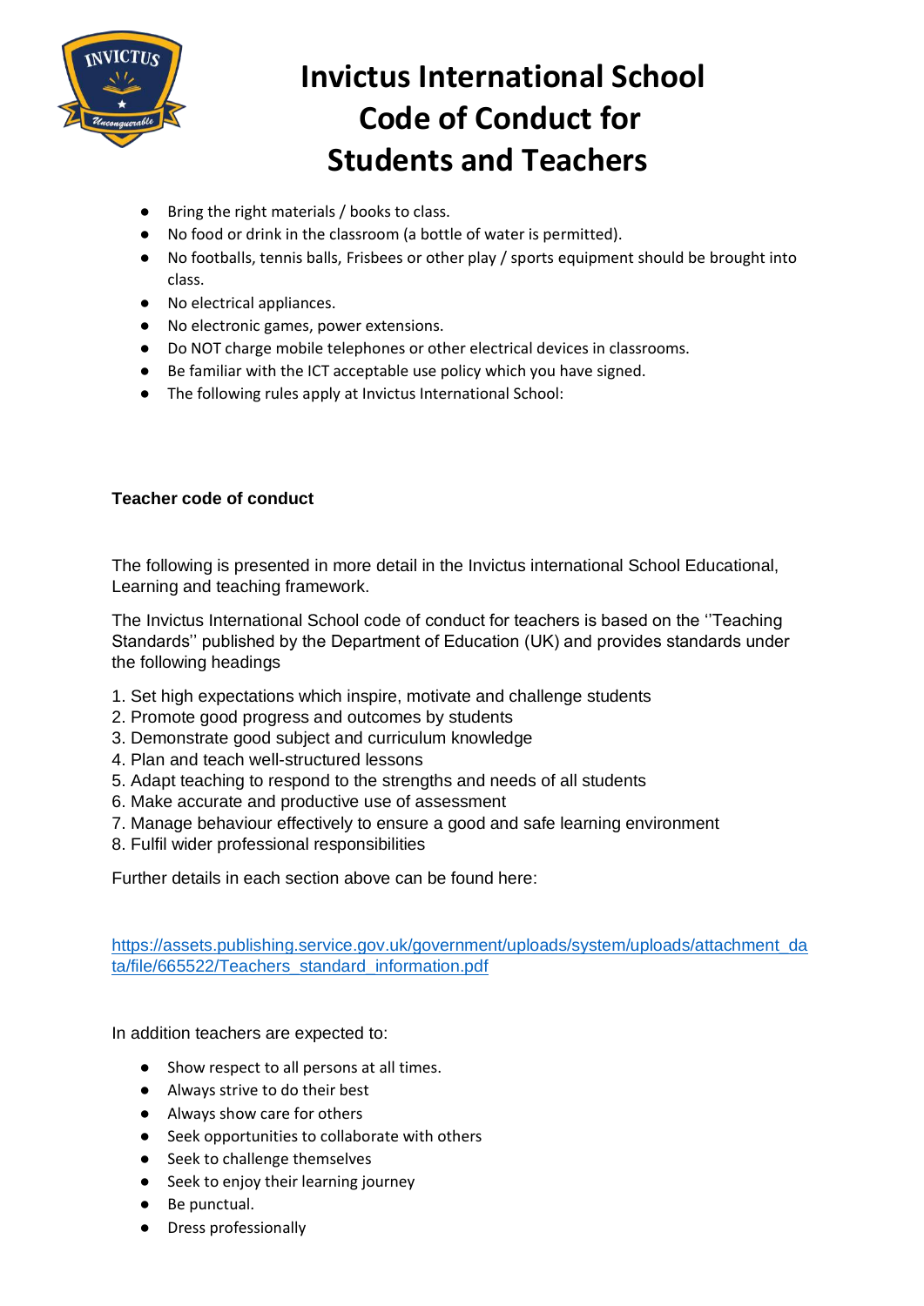# Invictus International School Code of Conduct for Students and Teachers

- Bring the right materials / books to class.
- No food or drink in the classroom (a bottle of water is permitted).
- No footballs, tennis balls, Frisbees or other play / sports equipment should be brought into class.
- No electrical appliances.
- No electronic games, power extensions.
- Do NOT charge mobile telephones or other electrical devices in classrooms.
- Be familiar with the ICT acceptable use policy which you have signed.
- The following rules apply at Invictus International School:

**Teacher code of conduct**

The following is presented in more detail in the Invictus international School Educational, Learning and teaching framework.

The Invictus International School code of conduct for teachers is based on the ''Teaching Standards'' published by the Department of Education (UK) and provides standards under the following headings

1. Set high expectations which inspire, motivate and challenge students
2. Promote good progress and outcomes by students
3. Demonstrate good subject and curriculum knowledge
4. Plan and teach well-structured lessons
5. Adapt teaching to respond to the strengths and needs of all students
6. Make accurate and productive use of assessment
7. Manage behaviour effectively to ensure a good and safe learning environment
8. Fulfil wider professional responsibilities

Further details in each section above can be found here:

https://assets.publishing.service.gov.uk/government/uploads/system/uploads/attachment_data/file/665522/Teachers_standard_information.pdf

In addition teachers are expected to:

- Show respect to all persons at all times.
- Always strive to do their best
- Always show care for others
- Seek opportunities to collaborate with others
- Seek to challenge themselves
- Seek to enjoy their learning journey
- Be punctual.
- Dress professionally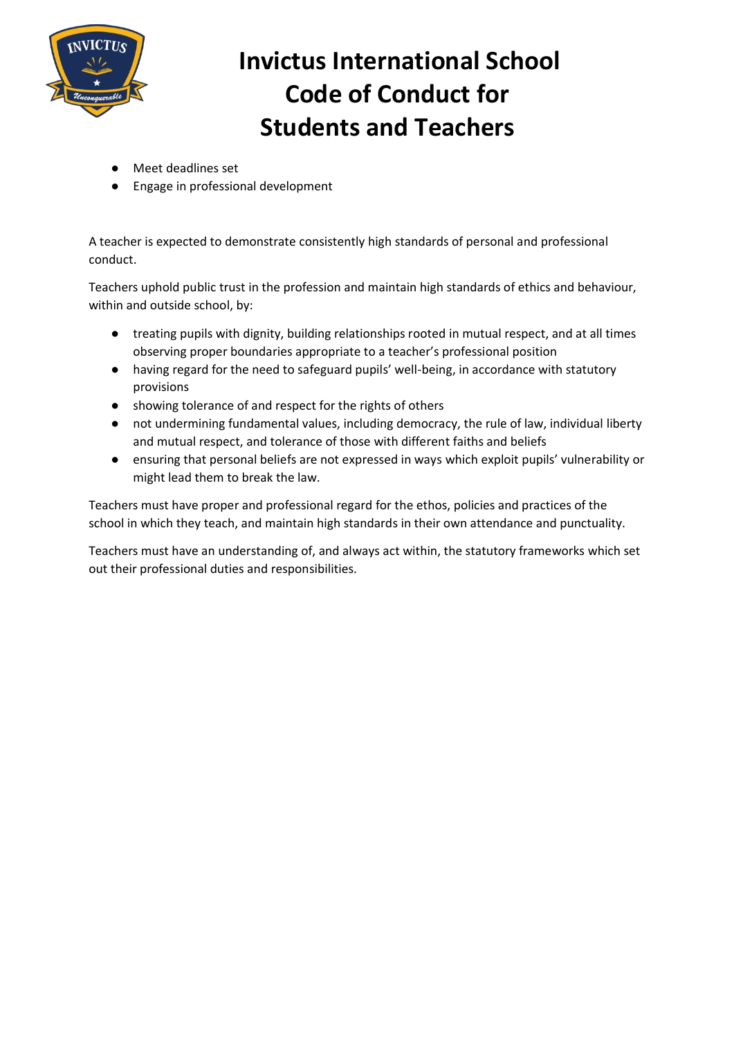- Meet deadlines set
- Engage in professional development

A teacher is expected to demonstrate consistently high standards of personal and professional conduct.

Teachers uphold public trust in the profession and maintain high standards of ethics and behaviour, within and outside school, by:

- treating pupils with dignity, building relationships rooted in mutual respect, and at all times observing proper boundaries appropriate to a teacher's professional position
- having regard for the need to safeguard pupils' well-being, in accordance with statutory provisions
- showing tolerance of and respect for the rights of others
- not undermining fundamental values, including democracy, the rule of law, individual liberty and mutual respect, and tolerance of those with different faiths and beliefs
- ensuring that personal beliefs are not expressed in ways which exploit pupils' vulnerability or might lead them to break the law.

Teachers must have proper and professional regard for the ethos, policies and practices of the school in which they teach, and maintain high standards in their own attendance and punctuality.

Teachers must have an understanding of, and always act within, the statutory frameworks which set out their professional duties and responsibilities.